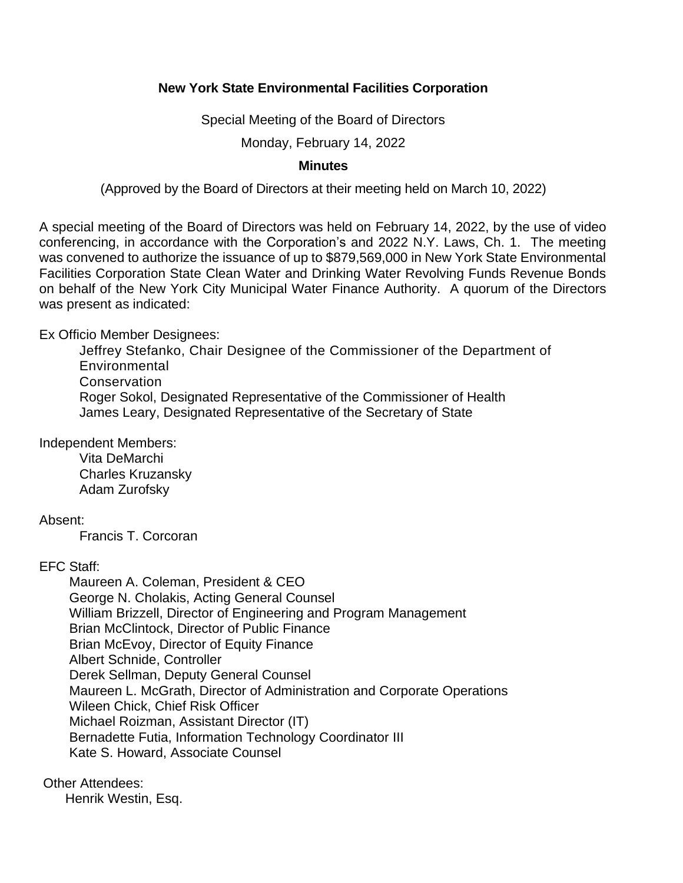**New York State Environmental Facilities Corporation**

Special Meeting of the Board of Directors

Monday, February 14, 2022

**Minutes**

(Approved by the Board of Directors at their meeting held on March 10, 2022)

A special meeting of the Board of Directors was held on February 14, 2022, by the use of video conferencing, in accordance with the Corporation's and 2022 N.Y. Laws, Ch. 1. The meeting was convened to authorize the issuance of up to $879,569,000 in New York State Environmental Facilities Corporation State Clean Water and Drinking Water Revolving Funds Revenue Bonds on behalf of the New York City Municipal Water Finance Authority. A quorum of the Directors was present as indicated:

Ex Officio Member Designees:

- Jeffrey Stefanko, Chair Designee of the Commissioner of the Department of Environmental Conservation
- Roger Sokol, Designated Representative of the Commissioner of Health
- James Leary, Designated Representative of the Secretary of State

Independent Members:

- Vita DeMarchi
- Charles Kruzansky
- Adam Zurofsky

Absent:

- Francis T. Corcoran

EFC Staff:

- Maureen A. Coleman, President & CEO
- George N. Cholakis, Acting General Counsel
- William Brizzell, Director of Engineering and Program Management
- Brian McClintock, Director of Public Finance
- Brian McEvoy, Director of Equity Finance
- Albert Schnide, Controller
- Derek Sellman, Deputy General Counsel
- Maureen L. McGrath, Director of Administration and Corporate Operations
- Wileen Chick, Chief Risk Officer
- Michael Roizman, Assistant Director (IT)
- Bernadette Futia, Information Technology Coordinator III
- Kate S. Howard, Associate Counsel

Other Attendees:

- Henrik Westin, Esq.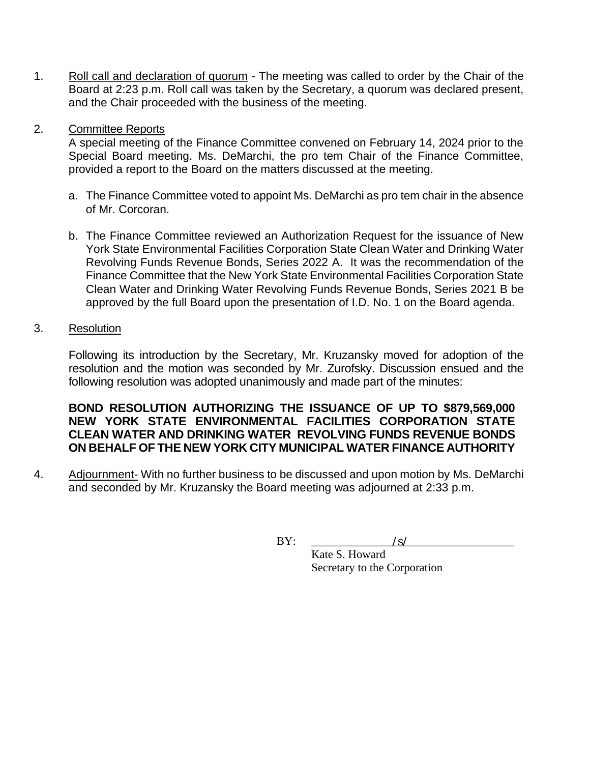1. Roll call and declaration of quorum - The meeting was called to order by the Chair of the Board at 2:23 p.m. Roll call was taken by the Secretary, a quorum was declared present, and the Chair proceeded with the business of the meeting.

2. Committee Reports

   A special meeting of the Finance Committee convened on February 14, 2024 prior to the Special Board meeting. Ms. DeMarchi, the pro tem Chair of the Finance Committee, provided a report to the Board on the matters discussed at the meeting.

   a. The Finance Committee voted to appoint Ms. DeMarchi as pro tem chair in the absence of Mr. Corcoran.

   b. The Finance Committee reviewed an Authorization Request for the issuance of New York State Environmental Facilities Corporation State Clean Water and Drinking Water Revolving Funds Revenue Bonds, Series 2022 A. It was the recommendation of the Finance Committee that the New York State Environmental Facilities Corporation State Clean Water and Drinking Water Revolving Funds Revenue Bonds, Series 2021 B be approved by the full Board upon the presentation of I.D. No. 1 on the Board agenda.

3. Resolution

   Following its introduction by the Secretary, Mr. Kruzansky moved for adoption of the resolution and the motion was seconded by Mr. Zurofsky. Discussion ensued and the following resolution was adopted unanimously and made part of the minutes:

   **BOND RESOLUTION AUTHORIZING THE ISSUANCE OF UP TO $879,569,000 NEW YORK STATE ENVIRONMENTAL FACILITIES CORPORATION STATE CLEAN WATER AND DRINKING WATER REVOLVING FUNDS REVENUE BONDS ON BEHALF OF THE NEW YORK CITY MUNICIPAL WATER FINANCE AUTHORITY**

4. Adjournment- With no further business to be discussed and upon motion by Ms. DeMarchi and seconded by Mr. Kruzansky the Board meeting was adjourned at 2:33 p.m.

BY: /s/

Kate S. Howard

Secretary to the Corporation